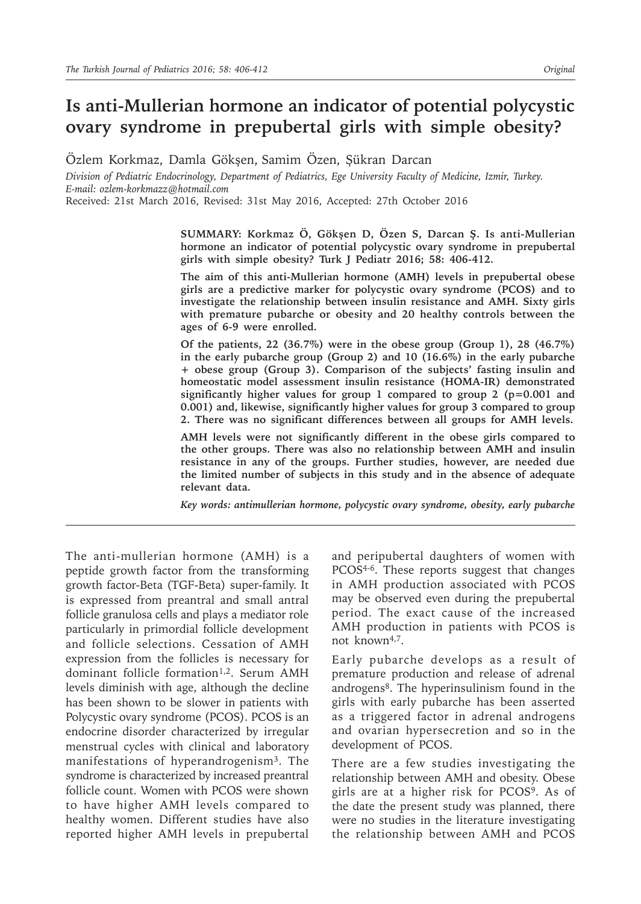*Original*

# Is anti-Mullerian hormone an indicator of potential polycystic ovary syndrome in prepubertal girls with simple obesity?

Özlem Korkmaz, Damla Gökşen, Samim Özen, Şükran Darcan

*Division of Pediatric Endocrinology, Department of Pediatrics, Ege University Faculty of Medicine, Izmir, Turkey.*
*E-mail: ozlem-korkmazz@hotmail.com*

Received: 21st March 2016, Revised: 31st May 2016, Accepted: 27th October 2016

**SUMMARY: Korkmaz Ö, Gökşen D, Özen S, Darcan Ş. Is anti-Mullerian hormone an indicator of potential polycystic ovary syndrome in prepubertal girls with simple obesity? Turk J Pediatr 2016; 58: 406-412.**

**The aim of this anti-Mullerian hormone (AMH) levels in prepubertal obese girls are a predictive marker for polycystic ovary syndrome (PCOS) and to investigate the relationship between insulin resistance and AMH. Sixty girls with premature pubarche or obesity and 20 healthy controls between the ages of 6-9 were enrolled.**

**Of the patients, 22 (36.7%) were in the obese group (Group 1), 28 (46.7%) in the early pubarche group (Group 2) and 10 (16.6%) in the early pubarche + obese group (Group 3). Comparison of the subjects' fasting insulin and homeostatic model assessment insulin resistance (HOMA-IR) demonstrated significantly higher values for group 1 compared to group 2 (p=0.001 and 0.001) and, likewise, significantly higher values for group 3 compared to group 2. There was no significant differences between all groups for AMH levels.**

**AMH levels were not significantly different in the obese girls compared to the other groups. There was also no relationship between AMH and insulin resistance in any of the groups. Further studies, however, are needed due the limited number of subjects in this study and in the absence of adequate relevant data.**

***Key words: antimullerian hormone, polycystic ovary syndrome, obesity, early pubarche***

---

The anti-mullerian hormone (AMH) is a peptide growth factor from the transforming growth factor-Beta (TGF-Beta) super-family. It is expressed from preantral and small antral follicle granulosa cells and plays a mediator role particularly in primordial follicle development and follicle selections. Cessation of AMH expression from the follicles is necessary for dominant follicle formation[1,2]. Serum AMH levels diminish with age, although the decline has been shown to be slower in patients with Polycystic ovary syndrome (PCOS). PCOS is an endocrine disorder characterized by irregular menstrual cycles with clinical and laboratory manifestations of hyperandrogenism[3]. The syndrome is characterized by increased preantral follicle count. Women with PCOS were shown to have higher AMH levels compared to healthy women. Different studies have also reported higher AMH levels in prepubertal and peripubertal daughters of women with PCOS[4-6]. These reports suggest that changes in AMH production associated with PCOS may be observed even during the prepubertal period. The exact cause of the increased AMH production in patients with PCOS is not known[4,7].

Early pubarche develops as a result of premature production and release of adrenal androgens[8]. The hyperinsulinism found in the girls with early pubarche has been asserted as a triggered factor in adrenal androgens and ovarian hypersecretion and so in the development of PCOS.

There are a few studies investigating the relationship between AMH and obesity. Obese girls are at a higher risk for PCOS[9]. As of the date the present study was planned, there were no studies in the literature investigating the relationship between AMH and PCOS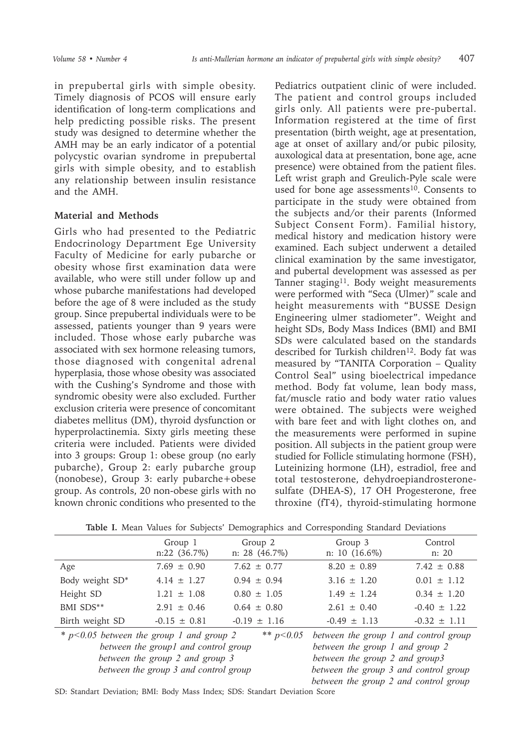in prepubertal girls with simple obesity. Timely diagnosis of PCOS will ensure early identification of long-term complications and help predicting possible risks. The present study was designed to determine whether the AMH may be an early indicator of a potential polycystic ovarian syndrome in prepubertal girls with simple obesity, and to establish any relationship between insulin resistance and the AMH.

## Material and Methods

Girls who had presented to the Pediatric Endocrinology Department Ege University Faculty of Medicine for early pubarche or obesity whose first examination data were available, who were still under follow up and whose pubarche manifestations had developed before the age of 8 were included as the study group. Since prepubertal individuals were to be assessed, patients younger than 9 years were included. Those whose early pubarche was associated with sex hormone releasing tumors, those diagnosed with congenital adrenal hyperplasia, those whose obesity was associated with the Cushing's Syndrome and those with syndromic obesity were also excluded. Further exclusion criteria were presence of concomitant diabetes mellitus (DM), thyroid dysfunction or hyperprolactinemia. Sixty girls meeting these criteria were included. Patients were divided into 3 groups: Group 1: obese group (no early pubarche), Group 2: early pubarche group (nonobese), Group 3: early pubarche+obese group. As controls, 20 non-obese girls with no known chronic conditions who presented to the Pediatrics outpatient clinic of were included. The patient and control groups included girls only. All patients were pre-pubertal. Information registered at the time of first presentation (birth weight, age at presentation, age at onset of axillary and/or pubic pilosity, auxological data at presentation, bone age, acne presence) were obtained from the patient files. Left wrist graph and Greulich-Pyle scale were used for bone age assessments[10]. Consents to participate in the study were obtained from the subjects and/or their parents (Informed Subject Consent Form). Familial history, medical history and medication history were examined. Each subject underwent a detailed clinical examination by the same investigator, and pubertal development was assessed as per Tanner staging[11]. Body weight measurements were performed with "Seca (Ulmer)" scale and height measurements with "BUSSE Design Engineering ulmer stadiometer". Weight and height SDs, Body Mass Indices (BMI) and BMI SDs were calculated based on the standards described for Turkish children[12]. Body fat was measured by "TANITA Corporation – Quality Control Seal" using bioelectrical impedance method. Body fat volume, lean body mass, fat/muscle ratio and body water ratio values were obtained. The subjects were weighed with bare feet and with light clothes on, and the measurements were performed in supine position. All subjects in the patient group were studied for Follicle stimulating hormone (FSH), Luteinizing hormone (LH), estradiol, free and total testosterone, dehydroepiandrosterone-sulfate (DHEA-S), 17 OH Progesterone, free throxine (fT4), thyroid-stimulating hormone

**Table I.** Mean Values for Subjects' Demographics and Corresponding Standard Deviations

| | Group 1 n:22 (36.7%) | Group 2 n: 28 (46.7%) | Group 3 n: 10 (16.6%) | Control n: 20 |
|---|---|---|---|---|
| Age | 7.69 ± 0.90 | 7.62 ± 0.77 | 8.20 ± 0.89 | 7.42 ± 0.88 |
| Body weight SD* | 4.14 ± 1.27 | 0.94 ± 0.94 | 3.16 ± 1.20 | 0.01 ± 1.12 |
| Height SD | 1.21 ± 1.08 | 0.80 ± 1.05 | 1.49 ± 1.24 | 0.34 ± 1.20 |
| BMI SDS** | 2.91 ± 0.46 | 0.64 ± 0.80 | 2.61 ± 0.40 | -0.40 ± 1.22 |
| Birth weight SD | -0.15 ± 0.81 | -0.19 ± 1.16 | -0.49 ± 1.13 | -0.32 ± 1.11 |

*\* $p<0.05$ between the group 1 and group 2*
*between the group1 and control group*
*between the group 2 and group 3*
*between the group 3 and control group*

*\*\* $p<0.05$ between the group 1 and control group*
*between the group 1 and group 2*
*between the group 2 and group3*
*between the group 3 and control group*
*between the group 2 and control group*

SD: Standart Deviation; BMI: Body Mass Index; SDS: Standart Deviation Score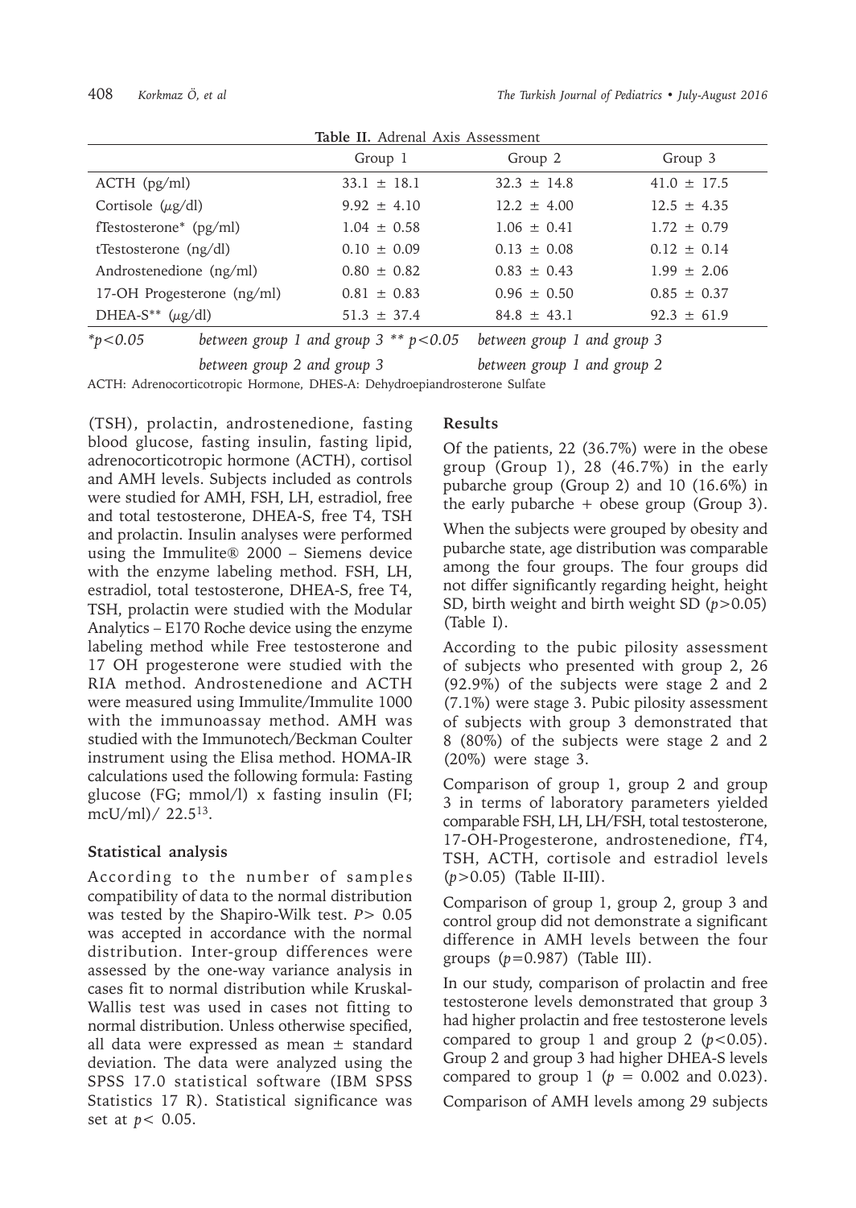**Table II.** Adrenal Axis Assessment

| | Group 1 | Group 2 | Group 3 |
|---|---|---|---|
| ACTH (pg/ml) | 33.1 ± 18.1 | 32.3 ± 14.8 | 41.0 ± 17.5 |
| Cortisole (μg/dl) | 9.92 ± 4.10 | 12.2 ± 4.00 | 12.5 ± 4.35 |
| fTestosterone* (pg/ml) | 1.04 ± 0.58 | 1.06 ± 0.41 | 1.72 ± 0.79 |
| tTestosterone (ng/dl) | 0.10 ± 0.09 | 0.13 ± 0.08 | 0.12 ± 0.14 |
| Androstenedione (ng/ml) | 0.80 ± 0.82 | 0.83 ± 0.43 | 1.99 ± 2.06 |
| 17-OH Progesterone (ng/ml) | 0.81 ± 0.83 | 0.96 ± 0.50 | 0.85 ± 0.37 |
| DHEA-S** (μg/dl) | 51.3 ± 37.4 | 84.8 ± 43.1 | 92.3 ± 61.9 |

*$p<0.05$ between group 1 and group 3 between group 2 and group 3; ** $p<0.05$ between group 1 and group 3 between group 1 and group 2

ACTH: Adrenocorticotropic Hormone, DHES-A: Dehydroepiandrosterone Sulfate

(TSH), prolactin, androstenedione, fasting blood glucose, fasting insulin, fasting lipid, adrenocorticotropic hormone (ACTH), cortisol and AMH levels. Subjects included as controls were studied for AMH, FSH, LH, estradiol, free and total testosterone, DHEA-S, free T4, TSH and prolactin. Insulin analyses were performed using the Immulite® 2000 – Siemens device with the enzyme labeling method. FSH, LH, estradiol, total testosterone, DHEA-S, free T4, TSH, prolactin were studied with the Modular Analytics – E170 Roche device using the enzyme labeling method while Free testosterone and 17 OH progesterone were studied with the RIA method. Androstenedione and ACTH were measured using Immulite/Immulite 1000 with the immunoassay method. AMH was studied with the Immunotech/Beckman Coulter instrument using the Elisa method. HOMA-IR calculations used the following formula: Fasting glucose (FG; mmol/l) x fasting insulin (FI; mcU/ml)/ 22.5[13].

### Statistical analysis

According to the number of samples compatibility of data to the normal distribution was tested by the Shapiro-Wilk test. $P>0.05$ was accepted in accordance with the normal distribution. Inter-group differences were assessed by the one-way variance analysis in cases fit to normal distribution while Kruskal-Wallis test was used in cases not fitting to normal distribution. Unless otherwise specified, all data were expressed as mean ± standard deviation. The data were analyzed using the SPSS 17.0 statistical software (IBM SPSS Statistics 17 R). Statistical significance was set at $p<0.05$.

### Results

Of the patients, 22 (36.7%) were in the obese group (Group 1), 28 (46.7%) in the early pubarche group (Group 2) and 10 (16.6%) in the early pubarche + obese group (Group 3).

When the subjects were grouped by obesity and pubarche state, age distribution was comparable among the four groups. The four groups did not differ significantly regarding height, height SD, birth weight and birth weight SD ($p>0.05$) (Table I).

According to the pubic pilosity assessment of subjects who presented with group 2, 26 (92.9%) of the subjects were stage 2 and 2 (7.1%) were stage 3. Pubic pilosity assessment of subjects with group 3 demonstrated that 8 (80%) of the subjects were stage 2 and 2 (20%) were stage 3.

Comparison of group 1, group 2 and group 3 in terms of laboratory parameters yielded comparable FSH, LH, LH/FSH, total testosterone, 17-OH-Progesterone, androstenedione, fT4, TSH, ACTH, cortisole and estradiol levels ($p>0.05$) (Table II-III).

Comparison of group 1, group 2, group 3 and control group did not demonstrate a significant difference in AMH levels between the four groups ($p=0.987$) (Table III).

In our study, comparison of prolactin and free testosterone levels demonstrated that group 3 had higher prolactin and free testosterone levels compared to group 1 and group 2 ($p<0.05$). Group 2 and group 3 had higher DHEA-S levels compared to group 1 ($p = 0.002$ and 0.023).

Comparison of AMH levels among 29 subjects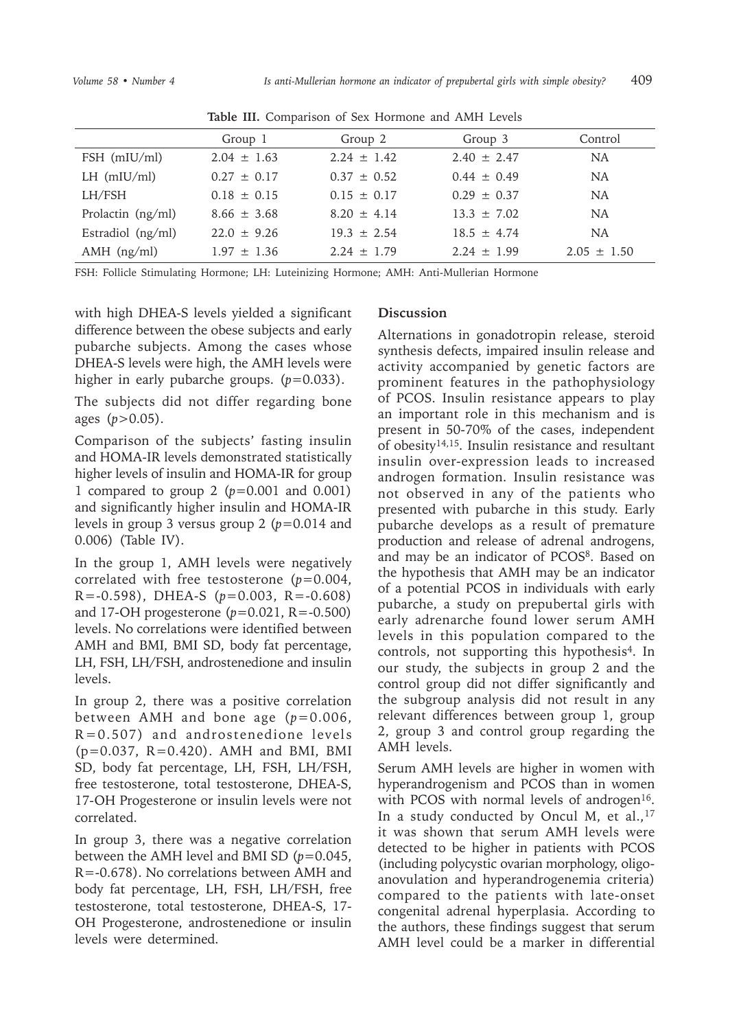**Table III.** Comparison of Sex Hormone and AMH Levels

| | Group 1 | Group 2 | Group 3 | Control |
|---|---|---|---|---|
| FSH (mIU/ml) | 2.04 ± 1.63 | 2.24 ± 1.42 | 2.40 ± 2.47 | NA |
| LH (mIU/ml) | 0.27 ± 0.17 | 0.37 ± 0.52 | 0.44 ± 0.49 | NA |
| LH/FSH | 0.18 ± 0.15 | 0.15 ± 0.17 | 0.29 ± 0.37 | NA |
| Prolactin (ng/ml) | 8.66 ± 3.68 | 8.20 ± 4.14 | 13.3 ± 7.02 | NA |
| Estradiol (ng/ml) | 22.0 ± 9.26 | 19.3 ± 2.54 | 18.5 ± 4.74 | NA |
| AMH (ng/ml) | 1.97 ± 1.36 | 2.24 ± 1.79 | 2.24 ± 1.99 | 2.05 ± 1.50 |

FSH: Follicle Stimulating Hormone; LH: Luteinizing Hormone; AMH: Anti-Mullerian Hormone

with high DHEA-S levels yielded a significant difference between the obese subjects and early pubarche subjects. Among the cases whose DHEA-S levels were high, the AMH levels were higher in early pubarche groups. ($p$=0.033).

The subjects did not differ regarding bone ages ($p$>0.05).

Comparison of the subjects' fasting insulin and HOMA-IR levels demonstrated statistically higher levels of insulin and HOMA-IR for group 1 compared to group 2 ($p$=0.001 and 0.001) and significantly higher insulin and HOMA-IR levels in group 3 versus group 2 ($p$=0.014 and 0.006) (Table IV).

In the group 1, AMH levels were negatively correlated with free testosterone ($p$=0.004, R=-0.598), DHEA-S ($p$=0.003, R=-0.608) and 17-OH progesterone ($p$=0.021, R=-0.500) levels. No correlations were identified between AMH and BMI, BMI SD, body fat percentage, LH, FSH, LH/FSH, androstenedione and insulin levels.

In group 2, there was a positive correlation between AMH and bone age ($p$=0.006, R=0.507) and androstenedione levels (p=0.037, R=0.420). AMH and BMI, BMI SD, body fat percentage, LH, FSH, LH/FSH, free testosterone, total testosterone, DHEA-S, 17-OH Progesterone or insulin levels were not correlated.

In group 3, there was a negative correlation between the AMH level and BMI SD ($p$=0.045, R=-0.678). No correlations between AMH and body fat percentage, LH, FSH, LH/FSH, free testosterone, total testosterone, DHEA-S, 17-OH Progesterone, androstenedione or insulin levels were determined.

## Discussion

Alternations in gonadotropin release, steroid synthesis defects, impaired insulin release and activity accompanied by genetic factors are prominent features in the pathophysiology of PCOS. Insulin resistance appears to play an important role in this mechanism and is present in 50-70% of the cases, independent of obesity[14,15]. Insulin resistance and resultant insulin over-expression leads to increased androgen formation. Insulin resistance was not observed in any of the patients who presented with pubarche in this study. Early pubarche develops as a result of premature production and release of adrenal androgens, and may be an indicator of PCOS[8]. Based on the hypothesis that AMH may be an indicator of a potential PCOS in individuals with early pubarche, a study on prepubertal girls with early adrenarche found lower serum AMH levels in this population compared to the controls, not supporting this hypothesis[4]. In our study, the subjects in group 2 and the control group did not differ significantly and the subgroup analysis did not result in any relevant differences between group 1, group 2, group 3 and control group regarding the AMH levels.

Serum AMH levels are higher in women with hyperandrogenism and PCOS than in women with PCOS with normal levels of androgen[16]. In a study conducted by Oncul M, et al.,[17] it was shown that serum AMH levels were detected to be higher in patients with PCOS (including polycystic ovarian morphology, oligo-anovulation and hyperandrogenemia criteria) compared to the patients with late-onset congenital adrenal hyperplasia. According to the authors, these findings suggest that serum AMH level could be a marker in differential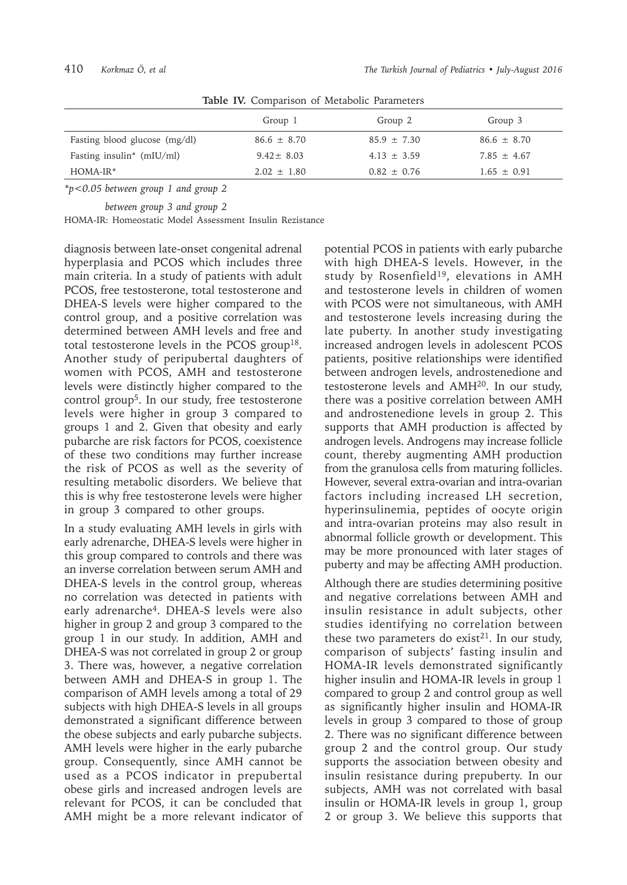**Table IV.** Comparison of Metabolic Parameters

| | Group 1 | Group 2 | Group 3 |
|---|---|---|---|
| Fasting blood glucose (mg/dl) | 86.6 ± 8.70 | 85.9 ± 7.30 | 86.6 ± 8.70 |
| Fasting insulin* (mIU/ml) | 9.42± 8.03 | 4.13 ± 3.59 | 7.85 ± 4.67 |
| HOMA-IR* | 2.02 ± 1.80 | 0.82 ± 0.76 | 1.65 ± 0.91 |

*$*p<0.05$ between group 1 and group 2*

*between group 3 and group 2*

HOMA-IR: Homeostatic Model Assessment Insulin Rezistance

diagnosis between late-onset congenital adrenal hyperplasia and PCOS which includes three main criteria. In a study of patients with adult PCOS, free testosterone, total testosterone and DHEA-S levels were higher compared to the control group, and a positive correlation was determined between AMH levels and free and total testosterone levels in the PCOS group[18]. Another study of peripubertal daughters of women with PCOS, AMH and testosterone levels were distinctly higher compared to the control group[5]. In our study, free testosterone levels were higher in group 3 compared to groups 1 and 2. Given that obesity and early pubarche are risk factors for PCOS, coexistence of these two conditions may further increase the risk of PCOS as well as the severity of resulting metabolic disorders. We believe that this is why free testosterone levels were higher in group 3 compared to other groups.

In a study evaluating AMH levels in girls with early adrenarche, DHEA-S levels were higher in this group compared to controls and there was an inverse correlation between serum AMH and DHEA-S levels in the control group, whereas no correlation was detected in patients with early adrenarche[4]. DHEA-S levels were also higher in group 2 and group 3 compared to the group 1 in our study. In addition, AMH and DHEA-S was not correlated in group 2 or group 3. There was, however, a negative correlation between AMH and DHEA-S in group 1. The comparison of AMH levels among a total of 29 subjects with high DHEA-S levels in all groups demonstrated a significant difference between the obese subjects and early pubarche subjects. AMH levels were higher in the early pubarche group. Consequently, since AMH cannot be used as a PCOS indicator in prepubertal obese girls and increased androgen levels are relevant for PCOS, it can be concluded that AMH might be a more relevant indicator of potential PCOS in patients with early pubarche with high DHEA-S levels. However, in the study by Rosenfield[19], elevations in AMH and testosterone levels in children of women with PCOS were not simultaneous, with AMH and testosterone levels increasing during the late puberty. In another study investigating increased androgen levels in adolescent PCOS patients, positive relationships were identified between androgen levels, androstenedione and testosterone levels and AMH[20]. In our study, there was a positive correlation between AMH and androstenedione levels in group 2. This supports that AMH production is affected by androgen levels. Androgens may increase follicle count, thereby augmenting AMH production from the granulosa cells from maturing follicles. However, several extra-ovarian and intra-ovarian factors including increased LH secretion, hyperinsulinemia, peptides of oocyte origin and intra-ovarian proteins may also result in abnormal follicle growth or development. This may be more pronounced with later stages of puberty and may be affecting AMH production.

Although there are studies determining positive and negative correlations between AMH and insulin resistance in adult subjects, other studies identifying no correlation between these two parameters do exist[21]. In our study, comparison of subjects' fasting insulin and HOMA-IR levels demonstrated significantly higher insulin and HOMA-IR levels in group 1 compared to group 2 and control group as well as significantly higher insulin and HOMA-IR levels in group 3 compared to those of group 2. There was no significant difference between group 2 and the control group. Our study supports the association between obesity and insulin resistance during prepuberty. In our subjects, AMH was not correlated with basal insulin or HOMA-IR levels in group 1, group 2 or group 3. We believe this supports that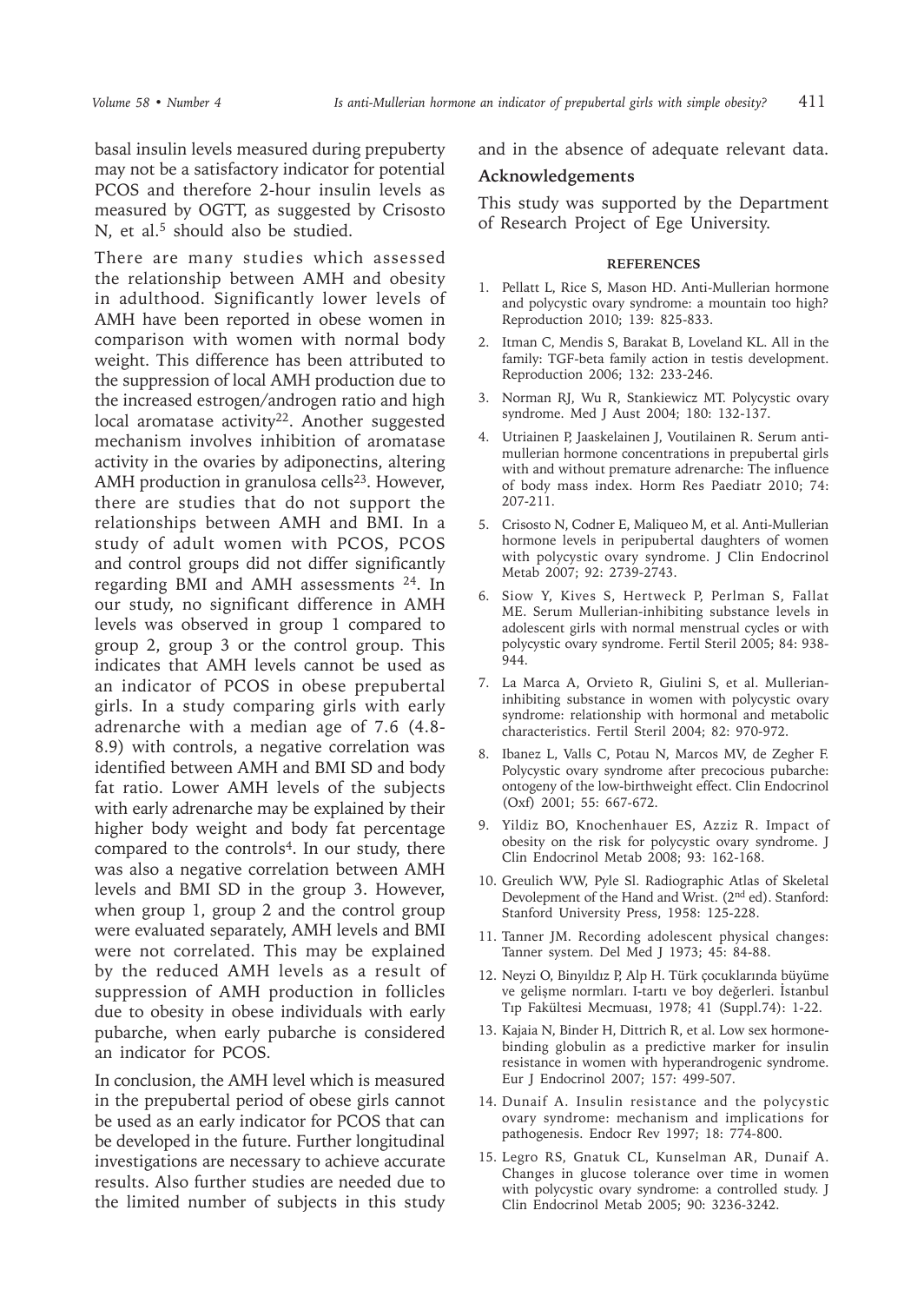basal insulin levels measured during prepuberty may not be a satisfactory indicator for potential PCOS and therefore 2-hour insulin levels as measured by OGTT, as suggested by Crisosto N, et al.[5] should also be studied.

There are many studies which assessed the relationship between AMH and obesity in adulthood. Significantly lower levels of AMH have been reported in obese women in comparison with women with normal body weight. This difference has been attributed to the suppression of local AMH production due to the increased estrogen/androgen ratio and high local aromatase activity[22]. Another suggested mechanism involves inhibition of aromatase activity in the ovaries by adiponectins, altering AMH production in granulosa cells[23]. However, there are studies that do not support the relationships between AMH and BMI. In a study of adult women with PCOS, PCOS and control groups did not differ significantly regarding BMI and AMH assessments [24]. In our study, no significant difference in AMH levels was observed in group 1 compared to group 2, group 3 or the control group. This indicates that AMH levels cannot be used as an indicator of PCOS in obese prepubertal girls. In a study comparing girls with early adrenarche with a median age of 7.6 (4.8-8.9) with controls, a negative correlation was identified between AMH and BMI SD and body fat ratio. Lower AMH levels of the subjects with early adrenarche may be explained by their higher body weight and body fat percentage compared to the controls[4]. In our study, there was also a negative correlation between AMH levels and BMI SD in the group 3. However, when group 1, group 2 and the control group were evaluated separately, AMH levels and BMI were not correlated. This may be explained by the reduced AMH levels as a result of suppression of AMH production in follicles due to obesity in obese individuals with early pubarche, when early pubarche is considered an indicator for PCOS.

In conclusion, the AMH level which is measured in the prepubertal period of obese girls cannot be used as an early indicator for PCOS that can be developed in the future. Further longitudinal investigations are necessary to achieve accurate results. Also further studies are needed due to the limited number of subjects in this study and in the absence of adequate relevant data.

## Acknowledgements

This study was supported by the Department of Research Project of Ege University.

### REFERENCES

1. Pellatt L, Rice S, Mason HD. Anti-Mullerian hormone and polycystic ovary syndrome: a mountain too high? Reproduction 2010; 139: 825-833.
2. Itman C, Mendis S, Barakat B, Loveland KL. All in the family: TGF-beta family action in testis development. Reproduction 2006; 132: 233-246.
3. Norman RJ, Wu R, Stankiewicz MT. Polycystic ovary syndrome. Med J Aust 2004; 180: 132-137.
4. Utriainen P, Jaaskelainen J, Voutilainen R. Serum anti-mullerian hormone concentrations in prepubertal girls with and without premature adrenarche: The influence of body mass index. Horm Res Paediatr 2010; 74: 207-211.
5. Crisosto N, Codner E, Maliqueo M, et al. Anti-Mullerian hormone levels in peripubertal daughters of women with polycystic ovary syndrome. J Clin Endocrinol Metab 2007; 92: 2739-2743.
6. Siow Y, Kives S, Hertweck P, Perlman S, Fallat ME. Serum Mullerian-inhibiting substance levels in adolescent girls with normal menstrual cycles or with polycystic ovary syndrome. Fertil Steril 2005; 84: 938-944.
7. La Marca A, Orvieto R, Giulini S, et al. Mullerian-inhibiting substance in women with polycystic ovary syndrome: relationship with hormonal and metabolic characteristics. Fertil Steril 2004; 82: 970-972.
8. Ibanez L, Valls C, Potau N, Marcos MV, de Zegher F. Polycystic ovary syndrome after precocious pubarche: ontogeny of the low-birthweight effect. Clin Endocrinol (Oxf) 2001; 55: 667-672.
9. Yildiz BO, Knochenhauer ES, Azziz R. Impact of obesity on the risk for polycystic ovary syndrome. J Clin Endocrinol Metab 2008; 93: 162-168.
10. Greulich WW, Pyle Sl. Radiographic Atlas of Skeletal Devolepment of the Hand and Wrist. (2nd ed). Stanford: Stanford University Press, 1958: 125-228.
11. Tanner JM. Recording adolescent physical changes: Tanner system. Del Med J 1973; 45: 84-88.
12. Neyzi O, Binyıldız P, Alp H. Türk çocuklarında büyüme ve gelişme normları. I-tartı ve boy değerleri. İstanbul Tıp Fakültesi Mecmuası, 1978; 41 (Suppl.74): 1-22.
13. Kajaia N, Binder H, Dittrich R, et al. Low sex hormone-binding globulin as a predictive marker for insulin resistance in women with hyperandrogenic syndrome. Eur J Endocrinol 2007; 157: 499-507.
14. Dunaif A. Insulin resistance and the polycystic ovary syndrome: mechanism and implications for pathogenesis. Endocr Rev 1997; 18: 774-800.
15. Legro RS, Gnatuk CL, Kunselman AR, Dunaif A. Changes in glucose tolerance over time in women with polycystic ovary syndrome: a controlled study. J Clin Endocrinol Metab 2005; 90: 3236-3242.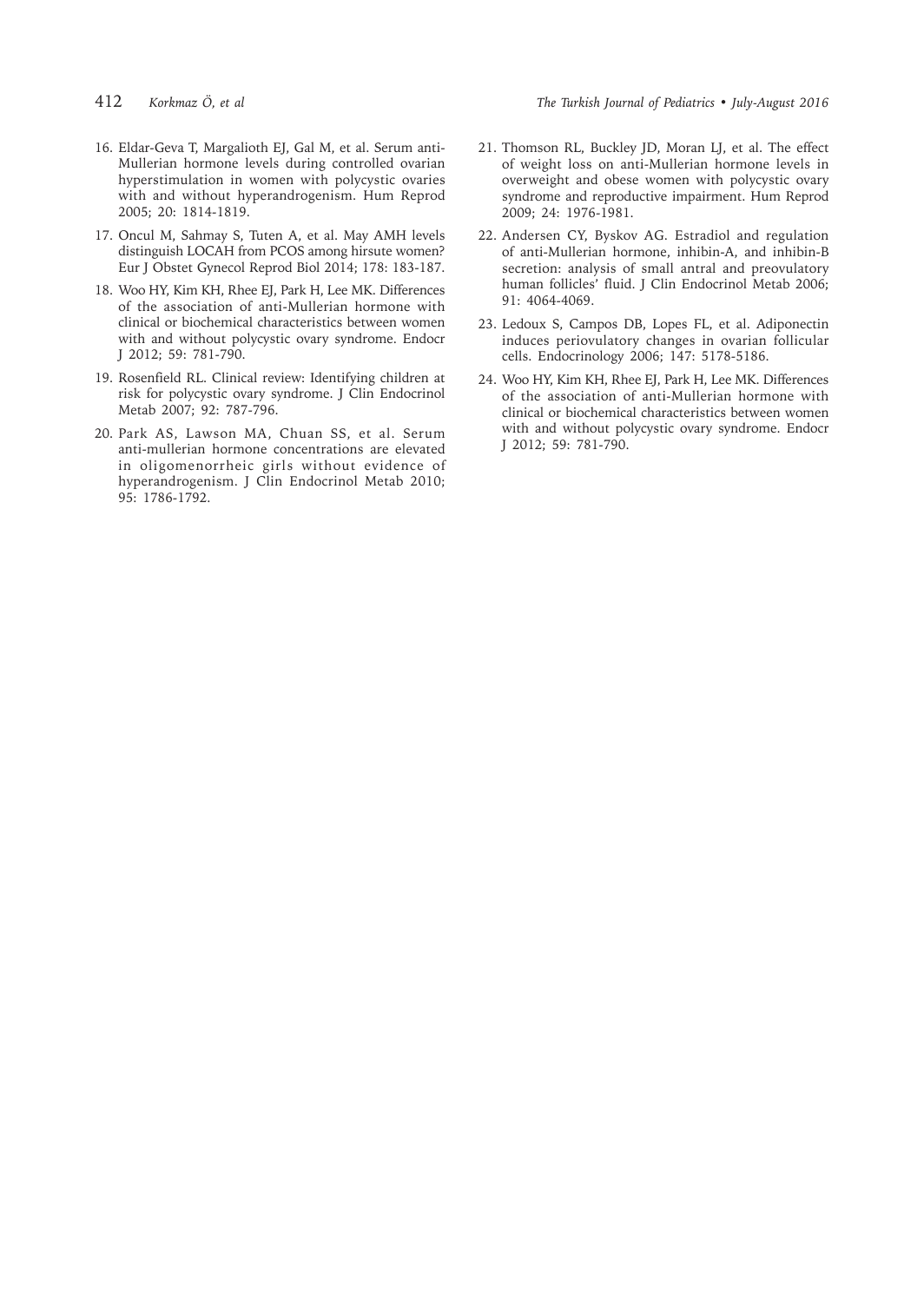16. Eldar-Geva T, Margalioth EJ, Gal M, et al. Serum anti-Mullerian hormone levels during controlled ovarian hyperstimulation in women with polycystic ovaries with and without hyperandrogenism. Hum Reprod 2005; 20: 1814-1819.
17. Oncul M, Sahmay S, Tuten A, et al. May AMH levels distinguish LOCAH from PCOS among hirsute women? Eur J Obstet Gynecol Reprod Biol 2014; 178: 183-187.
18. Woo HY, Kim KH, Rhee EJ, Park H, Lee MK. Differences of the association of anti-Mullerian hormone with clinical or biochemical characteristics between women with and without polycystic ovary syndrome. Endocr J 2012; 59: 781-790.
19. Rosenfield RL. Clinical review: Identifying children at risk for polycystic ovary syndrome. J Clin Endocrinol Metab 2007; 92: 787-796.
20. Park AS, Lawson MA, Chuan SS, et al. Serum anti-mullerian hormone concentrations are elevated in oligomenorrheic girls without evidence of hyperandrogenism. J Clin Endocrinol Metab 2010; 95: 1786-1792.
21. Thomson RL, Buckley JD, Moran LJ, et al. The effect of weight loss on anti-Mullerian hormone levels in overweight and obese women with polycystic ovary syndrome and reproductive impairment. Hum Reprod 2009; 24: 1976-1981.
22. Andersen CY, Byskov AG. Estradiol and regulation of anti-Mullerian hormone, inhibin-A, and inhibin-B secretion: analysis of small antral and preovulatory human follicles' fluid. J Clin Endocrinol Metab 2006; 91: 4064-4069.
23. Ledoux S, Campos DB, Lopes FL, et al. Adiponectin induces periovulatory changes in ovarian follicular cells. Endocrinology 2006; 147: 5178-5186.
24. Woo HY, Kim KH, Rhee EJ, Park H, Lee MK. Differences of the association of anti-Mullerian hormone with clinical or biochemical characteristics between women with and without polycystic ovary syndrome. Endocr J 2012; 59: 781-790.